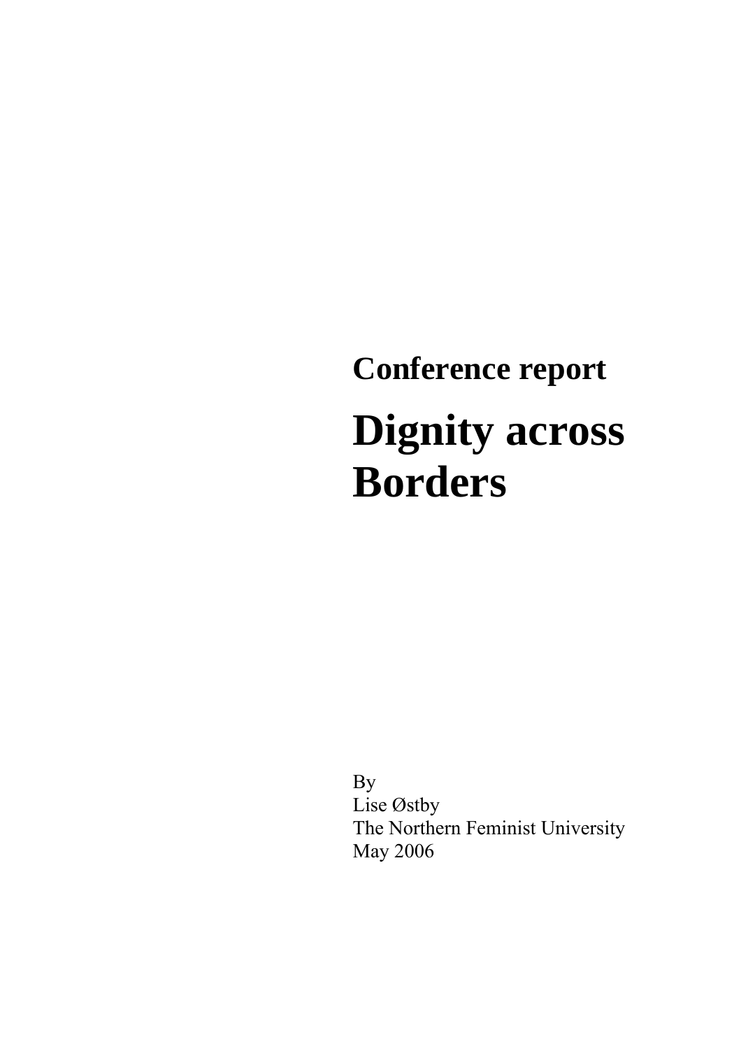## Conference report

# Dignity across Borders

By
Lise Østby
The Northern Feminist University
May 2006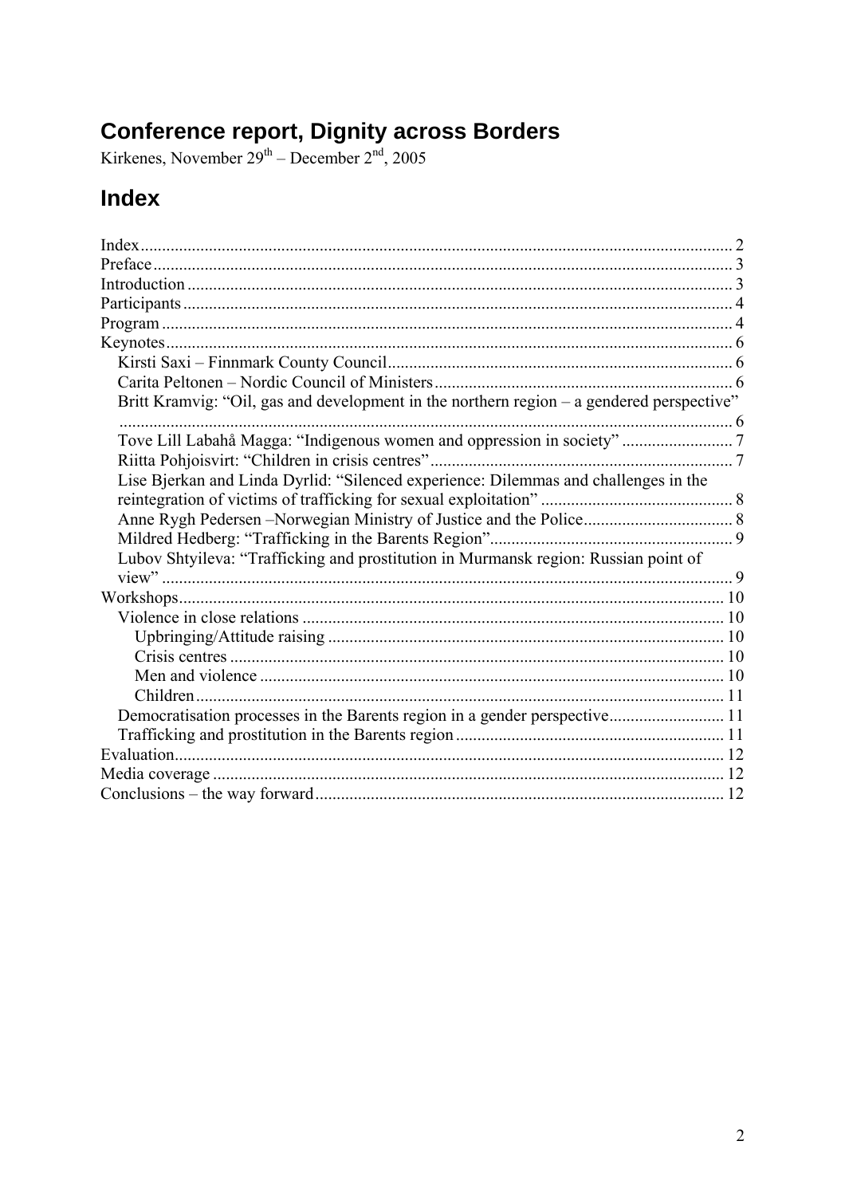# Conference report, Dignity across Borders

Kirkenes, November 29th – December 2nd, 2005

# Index

- Index ..... 2
- Preface ..... 3
- Introduction ..... 3
- Participants ..... 4
- Program ..... 4
- Keynotes ..... 6
  - Kirsti Saxi – Finnmark County Council ..... 6
  - Carita Peltonen – Nordic Council of Ministers ..... 6
  - Britt Kramvig: "Oil, gas and development in the northern region – a gendered perspective" ..... 6
  - Tove Lill Labahå Magga: "Indigenous women and oppression in society" ..... 7
  - Riitta Pohjoisvirt: "Children in crisis centres" ..... 7
  - Lise Bjerkan and Linda Dyrlid: "Silenced experience: Dilemmas and challenges in the reintegration of victims of trafficking for sexual exploitation" ..... 8
  - Anne Rygh Pedersen –Norwegian Ministry of Justice and the Police ..... 8
  - Mildred Hedberg: "Trafficking in the Barents Region" ..... 9
  - Lubov Shtyileva: "Trafficking and prostitution in Murmansk region: Russian point of view" ..... 9
- Workshops ..... 10
  - Violence in close relations ..... 10
    - Upbringing/Attitude raising ..... 10
    - Crisis centres ..... 10
    - Men and violence ..... 10
    - Children ..... 11
  - Democratisation processes in the Barents region in a gender perspective ..... 11
  - Trafficking and prostitution in the Barents region ..... 11
- Evaluation ..... 12
- Media coverage ..... 12
- Conclusions – the way forward ..... 12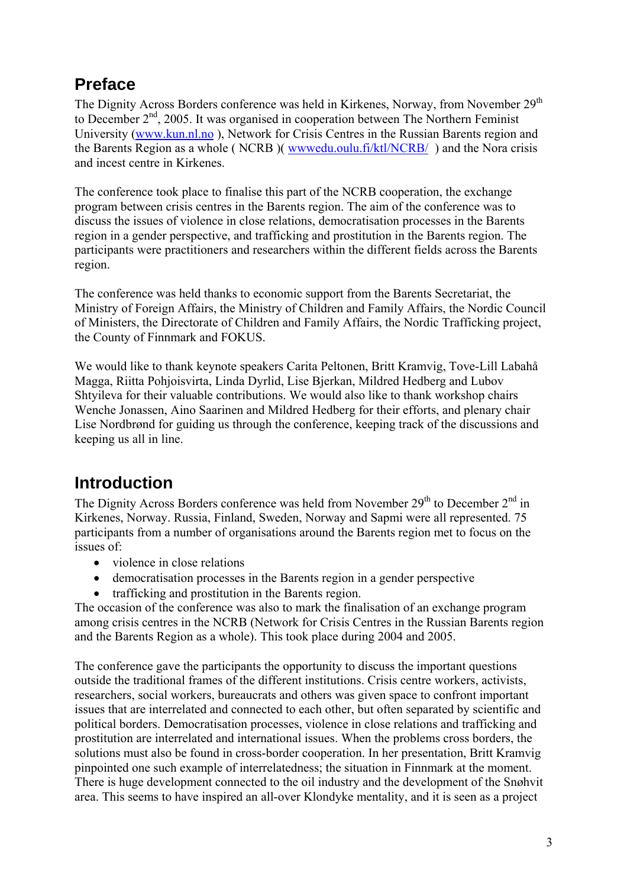## Preface

The Dignity Across Borders conference was held in Kirkenes, Norway, from November 29th to December 2nd, 2005. It was organised in cooperation between The Northern Feminist University (www.kun.nl.no ), Network for Crisis Centres in the Russian Barents region and the Barents Region as a whole ( NCRB )( wwwedu.oulu.fi/ktl/NCRB/ ) and the Nora crisis and incest centre in Kirkenes.

The conference took place to finalise this part of the NCRB cooperation, the exchange program between crisis centres in the Barents region. The aim of the conference was to discuss the issues of violence in close relations, democratisation processes in the Barents region in a gender perspective, and trafficking and prostitution in the Barents region. The participants were practitioners and researchers within the different fields across the Barents region.

The conference was held thanks to economic support from the Barents Secretariat, the Ministry of Foreign Affairs, the Ministry of Children and Family Affairs, the Nordic Council of Ministers, the Directorate of Children and Family Affairs, the Nordic Trafficking project, the County of Finnmark and FOKUS.

We would like to thank keynote speakers Carita Peltonen, Britt Kramvig, Tove-Lill Labahå Magga, Riitta Pohjoisvirta, Linda Dyrlid, Lise Bjerkan, Mildred Hedberg and Lubov Shtyileva for their valuable contributions. We would also like to thank workshop chairs Wenche Jonassen, Aino Saarinen and Mildred Hedberg for their efforts, and plenary chair Lise Nordbrønd for guiding us through the conference, keeping track of the discussions and keeping us all in line.

## Introduction

The Dignity Across Borders conference was held from November 29th to December 2nd in Kirkenes, Norway. Russia, Finland, Sweden, Norway and Sapmi were all represented. 75 participants from a number of organisations around the Barents region met to focus on the issues of:

- violence in close relations
- democratisation processes in the Barents region in a gender perspective
- trafficking and prostitution in the Barents region.

The occasion of the conference was also to mark the finalisation of an exchange program among crisis centres in the NCRB (Network for Crisis Centres in the Russian Barents region and the Barents Region as a whole). This took place during 2004 and 2005.

The conference gave the participants the opportunity to discuss the important questions outside the traditional frames of the different institutions. Crisis centre workers, activists, researchers, social workers, bureaucrats and others was given space to confront important issues that are interrelated and connected to each other, but often separated by scientific and political borders. Democratisation processes, violence in close relations and trafficking and prostitution are interrelated and international issues. When the problems cross borders, the solutions must also be found in cross-border cooperation. In her presentation, Britt Kramvig pinpointed one such example of interrelatedness; the situation in Finnmark at the moment. There is huge development connected to the oil industry and the development of the Snøhvit area. This seems to have inspired an all-over Klondyke mentality, and it is seen as a project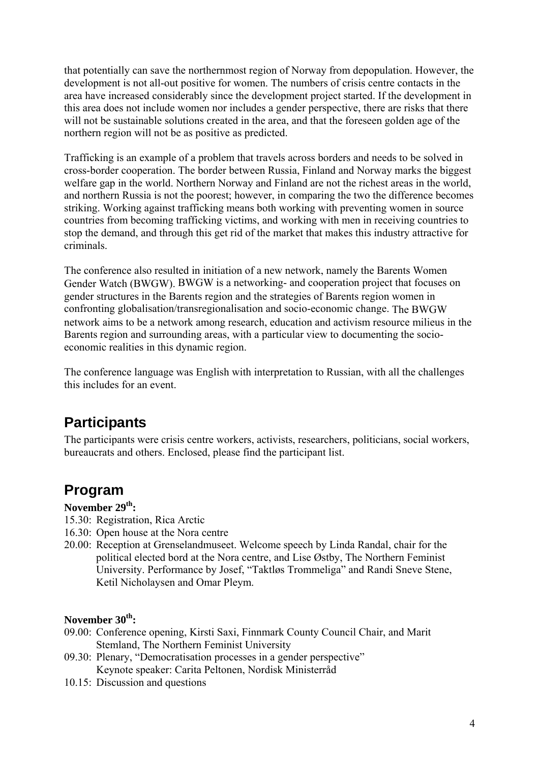that potentially can save the northernmost region of Norway from depopulation. However, the development is not all-out positive for women. The numbers of crisis centre contacts in the area have increased considerably since the development project started. If the development in this area does not include women nor includes a gender perspective, there are risks that there will not be sustainable solutions created in the area, and that the foreseen golden age of the northern region will not be as positive as predicted.

Trafficking is an example of a problem that travels across borders and needs to be solved in cross-border cooperation. The border between Russia, Finland and Norway marks the biggest welfare gap in the world. Northern Norway and Finland are not the richest areas in the world, and northern Russia is not the poorest; however, in comparing the two the difference becomes striking. Working against trafficking means both working with preventing women in source countries from becoming trafficking victims, and working with men in receiving countries to stop the demand, and through this get rid of the market that makes this industry attractive for criminals.

The conference also resulted in initiation of a new network, namely the Barents Women Gender Watch (BWGW). BWGW is a networking- and cooperation project that focuses on gender structures in the Barents region and the strategies of Barents region women in confronting globalisation/transregionalisation and socio-economic change. The BWGW network aims to be a network among research, education and activism resource milieus in the Barents region and surrounding areas, with a particular view to documenting the socio-economic realities in this dynamic region.

The conference language was English with interpretation to Russian, with all the challenges this includes for an event.

## Participants

The participants were crisis centre workers, activists, researchers, politicians, social workers, bureaucrats and others. Enclosed, please find the participant list.

## Program

**November 29th:**

15.30: Registration, Rica Arctic
16.30: Open house at the Nora centre
20.00: Reception at Grenselandmuseet. Welcome speech by Linda Randal, chair for the political elected bord at the Nora centre, and Lise Østby, The Northern Feminist University. Performance by Josef, "Taktløs Trommeliga" and Randi Sneve Stene, Ketil Nicholaysen and Omar Pleym.

**November 30th:**

09.00: Conference opening, Kirsti Saxi, Finnmark County Council Chair, and Marit Stemland, The Northern Feminist University
09.30: Plenary, "Democratisation processes in a gender perspective"
Keynote speaker: Carita Peltonen, Nordisk Ministerråd
10.15: Discussion and questions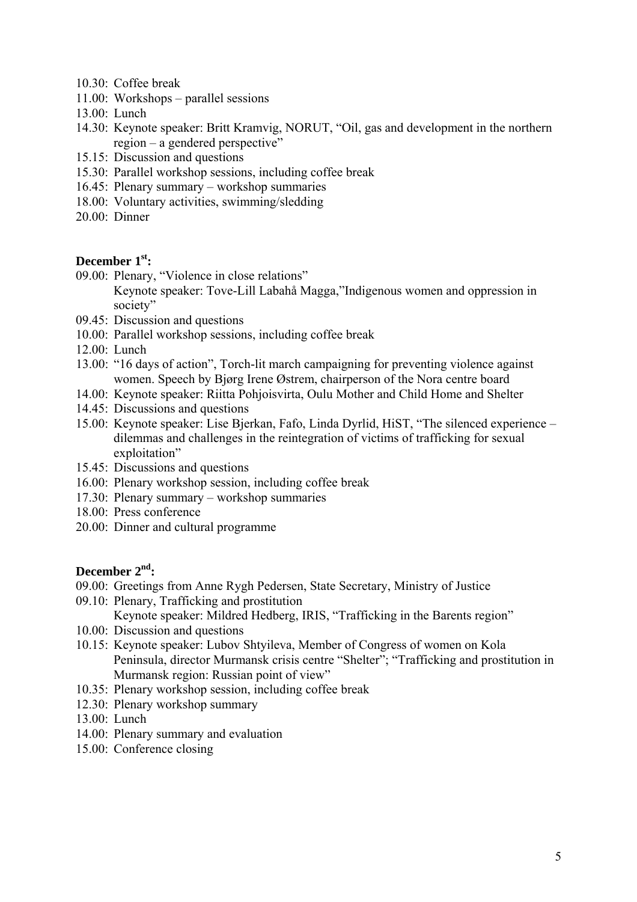10.30: Coffee break  
11.00: Workshops – parallel sessions  
13.00: Lunch  
14.30: Keynote speaker: Britt Kramvig, NORUT, "Oil, gas and development in the northern region – a gendered perspective"  
15.15: Discussion and questions  
15.30: Parallel workshop sessions, including coffee break  
16.45: Plenary summary – workshop summaries  
18.00: Voluntary activities, swimming/sledding  
20.00: Dinner

**December 1st:**

09.00: Plenary, "Violence in close relations"  
Keynote speaker: Tove-Lill Labahå Magga,"Indigenous women and oppression in society"  
09.45: Discussion and questions  
10.00: Parallel workshop sessions, including coffee break  
12.00: Lunch  
13.00: "16 days of action", Torch-lit march campaigning for preventing violence against women. Speech by Bjørg Irene Østrem, chairperson of the Nora centre board  
14.00: Keynote speaker: Riitta Pohjoisvirta, Oulu Mother and Child Home and Shelter  
14.45: Discussions and questions  
15.00: Keynote speaker: Lise Bjerkan, Fafo, Linda Dyrlid, HiST, "The silenced experience – dilemmas and challenges in the reintegration of victims of trafficking for sexual exploitation"  
15.45: Discussions and questions  
16.00: Plenary workshop session, including coffee break  
17.30: Plenary summary – workshop summaries  
18.00: Press conference  
20.00: Dinner and cultural programme

**December 2nd:**

09.00: Greetings from Anne Rygh Pedersen, State Secretary, Ministry of Justice  
09.10: Plenary, Trafficking and prostitution  
Keynote speaker: Mildred Hedberg, IRIS, "Trafficking in the Barents region"  
10.00: Discussion and questions  
10.15: Keynote speaker: Lubov Shtyileva, Member of Congress of women on Kola Peninsula, director Murmansk crisis centre "Shelter"; "Trafficking and prostitution in Murmansk region: Russian point of view"  
10.35: Plenary workshop session, including coffee break  
12.30: Plenary workshop summary  
13.00: Lunch  
14.00: Plenary summary and evaluation  
15.00: Conference closing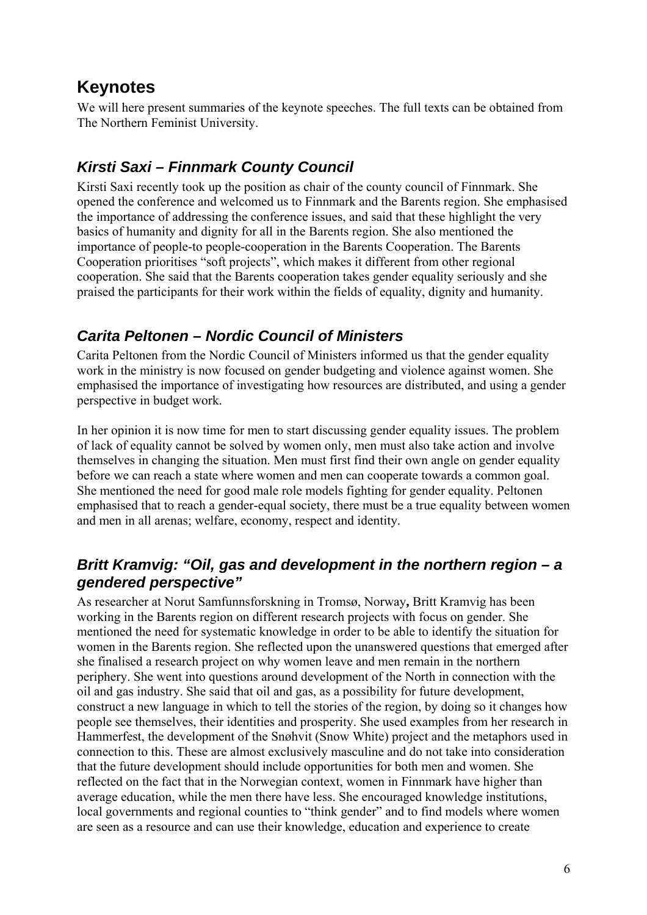# Keynotes

We will here present summaries of the keynote speeches. The full texts can be obtained from The Northern Feminist University.

## *Kirsti Saxi – Finnmark County Council*

Kirsti Saxi recently took up the position as chair of the county council of Finnmark. She opened the conference and welcomed us to Finnmark and the Barents region. She emphasised the importance of addressing the conference issues, and said that these highlight the very basics of humanity and dignity for all in the Barents region. She also mentioned the importance of people-to people-cooperation in the Barents Cooperation. The Barents Cooperation prioritises "soft projects", which makes it different from other regional cooperation. She said that the Barents cooperation takes gender equality seriously and she praised the participants for their work within the fields of equality, dignity and humanity.

## *Carita Peltonen – Nordic Council of Ministers*

Carita Peltonen from the Nordic Council of Ministers informed us that the gender equality work in the ministry is now focused on gender budgeting and violence against women. She emphasised the importance of investigating how resources are distributed, and using a gender perspective in budget work.

In her opinion it is now time for men to start discussing gender equality issues. The problem of lack of equality cannot be solved by women only, men must also take action and involve themselves in changing the situation. Men must first find their own angle on gender equality before we can reach a state where women and men can cooperate towards a common goal. She mentioned the need for good male role models fighting for gender equality. Peltonen emphasised that to reach a gender-equal society, there must be a true equality between women and men in all arenas; welfare, economy, respect and identity.

## *Britt Kramvig: "Oil, gas and development in the northern region – a gendered perspective"*

As researcher at Norut Samfunnsforskning in Tromsø, Norway**,** Britt Kramvig has been working in the Barents region on different research projects with focus on gender. She mentioned the need for systematic knowledge in order to be able to identify the situation for women in the Barents region. She reflected upon the unanswered questions that emerged after she finalised a research project on why women leave and men remain in the northern periphery. She went into questions around development of the North in connection with the oil and gas industry. She said that oil and gas, as a possibility for future development, construct a new language in which to tell the stories of the region, by doing so it changes how people see themselves, their identities and prosperity. She used examples from her research in Hammerfest, the development of the Snøhvit (Snow White) project and the metaphors used in connection to this. These are almost exclusively masculine and do not take into consideration that the future development should include opportunities for both men and women. She reflected on the fact that in the Norwegian context, women in Finnmark have higher than average education, while the men there have less. She encouraged knowledge institutions, local governments and regional counties to "think gender" and to find models where women are seen as a resource and can use their knowledge, education and experience to create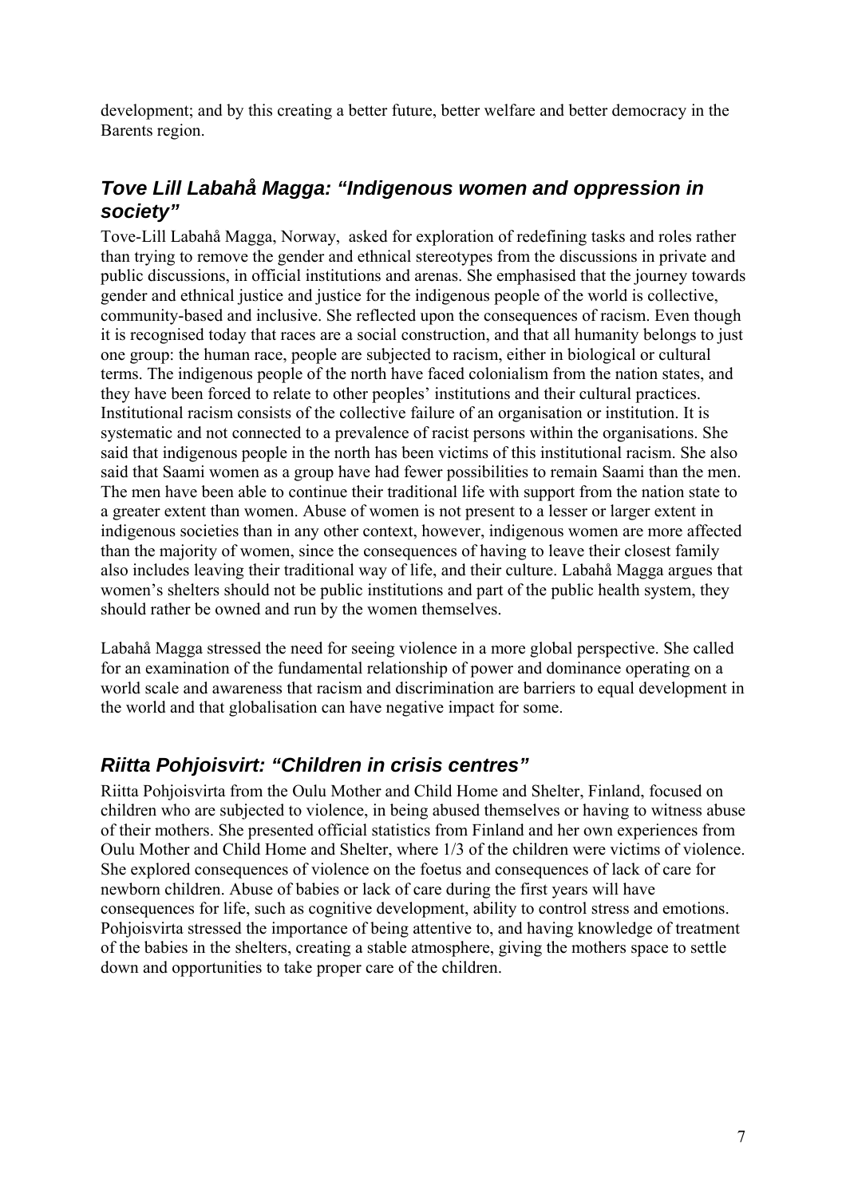development; and by this creating a better future, better welfare and better democracy in the Barents region.

## *Tove Lill Labahå Magga: "Indigenous women and oppression in society"*

Tove-Lill Labahå Magga, Norway, asked for exploration of redefining tasks and roles rather than trying to remove the gender and ethnical stereotypes from the discussions in private and public discussions, in official institutions and arenas. She emphasised that the journey towards gender and ethnical justice and justice for the indigenous people of the world is collective, community-based and inclusive. She reflected upon the consequences of racism. Even though it is recognised today that races are a social construction, and that all humanity belongs to just one group: the human race, people are subjected to racism, either in biological or cultural terms. The indigenous people of the north have faced colonialism from the nation states, and they have been forced to relate to other peoples' institutions and their cultural practices. Institutional racism consists of the collective failure of an organisation or institution. It is systematic and not connected to a prevalence of racist persons within the organisations. She said that indigenous people in the north has been victims of this institutional racism. She also said that Saami women as a group have had fewer possibilities to remain Saami than the men. The men have been able to continue their traditional life with support from the nation state to a greater extent than women. Abuse of women is not present to a lesser or larger extent in indigenous societies than in any other context, however, indigenous women are more affected than the majority of women, since the consequences of having to leave their closest family also includes leaving their traditional way of life, and their culture. Labahå Magga argues that women's shelters should not be public institutions and part of the public health system, they should rather be owned and run by the women themselves.

Labahå Magga stressed the need for seeing violence in a more global perspective. She called for an examination of the fundamental relationship of power and dominance operating on a world scale and awareness that racism and discrimination are barriers to equal development in the world and that globalisation can have negative impact for some.

## *Riitta Pohjoisvirt: "Children in crisis centres"*

Riitta Pohjoisvirta from the Oulu Mother and Child Home and Shelter, Finland, focused on children who are subjected to violence, in being abused themselves or having to witness abuse of their mothers. She presented official statistics from Finland and her own experiences from Oulu Mother and Child Home and Shelter, where 1/3 of the children were victims of violence. She explored consequences of violence on the foetus and consequences of lack of care for newborn children. Abuse of babies or lack of care during the first years will have consequences for life, such as cognitive development, ability to control stress and emotions. Pohjoisvirta stressed the importance of being attentive to, and having knowledge of treatment of the babies in the shelters, creating a stable atmosphere, giving the mothers space to settle down and opportunities to take proper care of the children.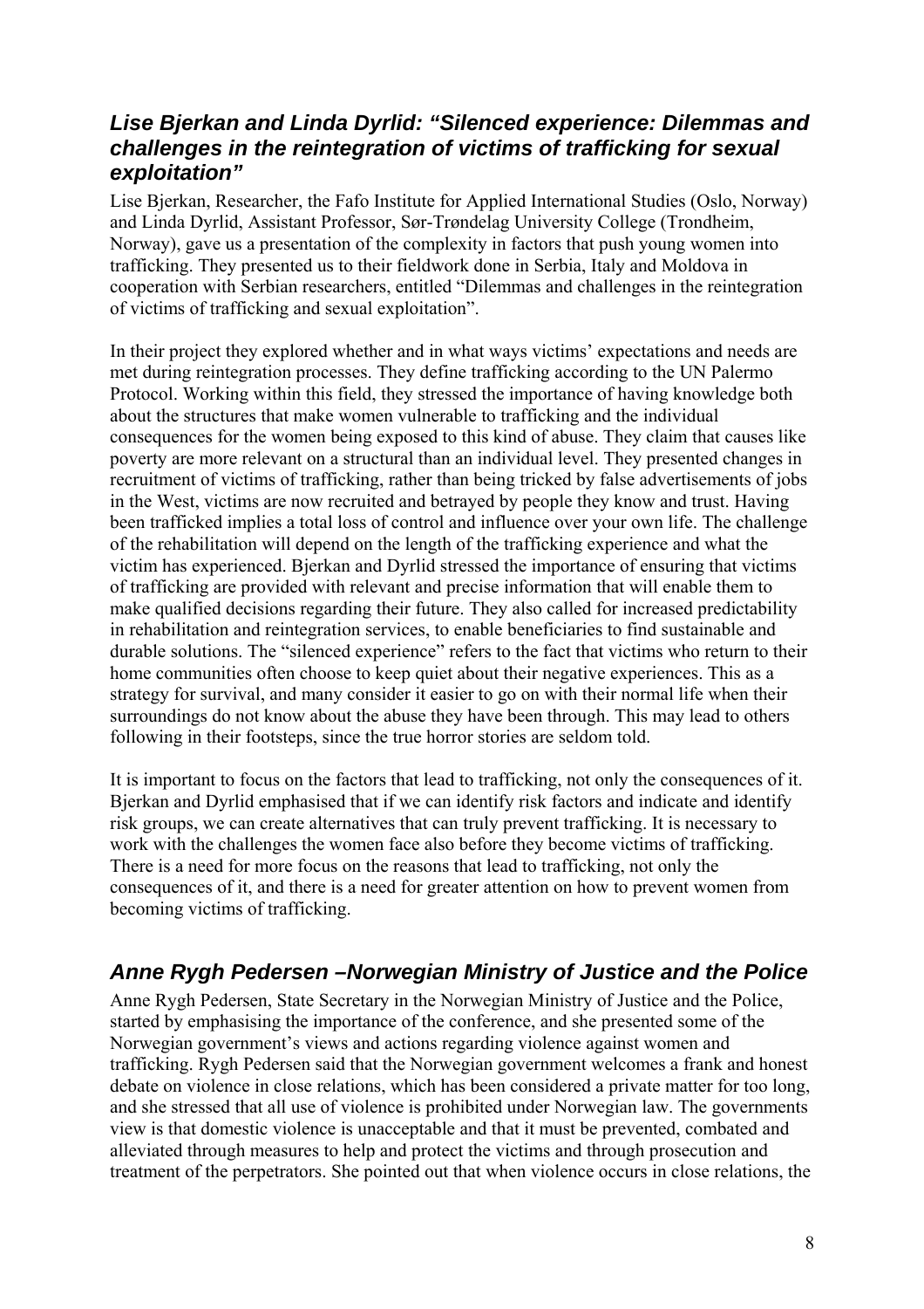### *Lise Bjerkan and Linda Dyrlid: "Silenced experience: Dilemmas and challenges in the reintegration of victims of trafficking for sexual exploitation"*

Lise Bjerkan, Researcher, the Fafo Institute for Applied International Studies (Oslo, Norway) and Linda Dyrlid, Assistant Professor, Sør-Trøndelag University College (Trondheim, Norway), gave us a presentation of the complexity in factors that push young women into trafficking. They presented us to their fieldwork done in Serbia, Italy and Moldova in cooperation with Serbian researchers, entitled "Dilemmas and challenges in the reintegration of victims of trafficking and sexual exploitation".

In their project they explored whether and in what ways victims' expectations and needs are met during reintegration processes. They define trafficking according to the UN Palermo Protocol. Working within this field, they stressed the importance of having knowledge both about the structures that make women vulnerable to trafficking and the individual consequences for the women being exposed to this kind of abuse. They claim that causes like poverty are more relevant on a structural than an individual level. They presented changes in recruitment of victims of trafficking, rather than being tricked by false advertisements of jobs in the West, victims are now recruited and betrayed by people they know and trust. Having been trafficked implies a total loss of control and influence over your own life. The challenge of the rehabilitation will depend on the length of the trafficking experience and what the victim has experienced. Bjerkan and Dyrlid stressed the importance of ensuring that victims of trafficking are provided with relevant and precise information that will enable them to make qualified decisions regarding their future. They also called for increased predictability in rehabilitation and reintegration services, to enable beneficiaries to find sustainable and durable solutions. The "silenced experience" refers to the fact that victims who return to their home communities often choose to keep quiet about their negative experiences. This as a strategy for survival, and many consider it easier to go on with their normal life when their surroundings do not know about the abuse they have been through. This may lead to others following in their footsteps, since the true horror stories are seldom told.

It is important to focus on the factors that lead to trafficking, not only the consequences of it. Bjerkan and Dyrlid emphasised that if we can identify risk factors and indicate and identify risk groups, we can create alternatives that can truly prevent trafficking. It is necessary to work with the challenges the women face also before they become victims of trafficking. There is a need for more focus on the reasons that lead to trafficking, not only the consequences of it, and there is a need for greater attention on how to prevent women from becoming victims of trafficking.

### *Anne Rygh Pedersen –Norwegian Ministry of Justice and the Police*

Anne Rygh Pedersen, State Secretary in the Norwegian Ministry of Justice and the Police, started by emphasising the importance of the conference, and she presented some of the Norwegian government's views and actions regarding violence against women and trafficking. Rygh Pedersen said that the Norwegian government welcomes a frank and honest debate on violence in close relations, which has been considered a private matter for too long, and she stressed that all use of violence is prohibited under Norwegian law. The governments view is that domestic violence is unacceptable and that it must be prevented, combated and alleviated through measures to help and protect the victims and through prosecution and treatment of the perpetrators. She pointed out that when violence occurs in close relations, the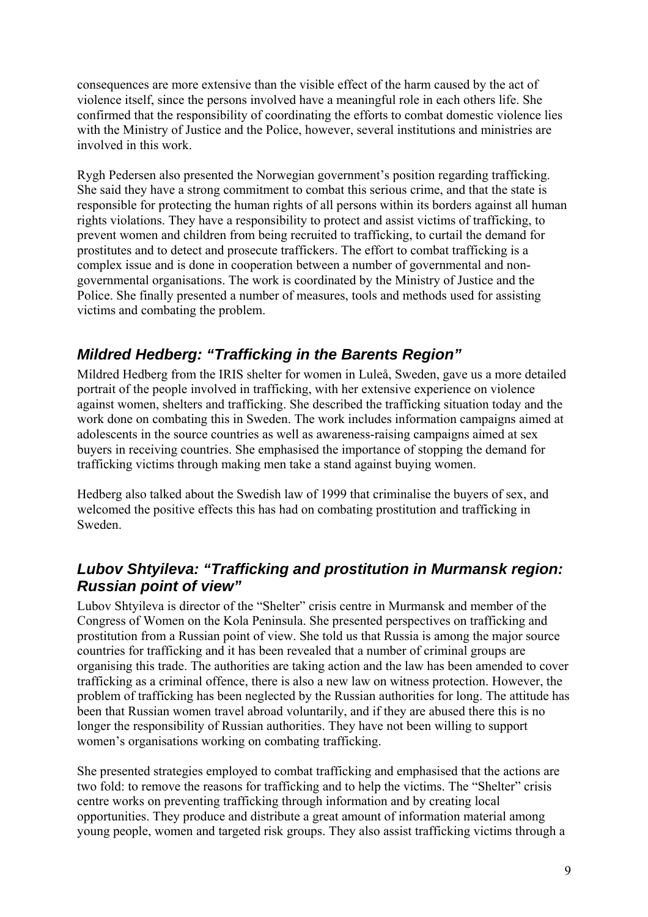consequences are more extensive than the visible effect of the harm caused by the act of violence itself, since the persons involved have a meaningful role in each others life. She confirmed that the responsibility of coordinating the efforts to combat domestic violence lies with the Ministry of Justice and the Police, however, several institutions and ministries are involved in this work.

Rygh Pedersen also presented the Norwegian government's position regarding trafficking. She said they have a strong commitment to combat this serious crime, and that the state is responsible for protecting the human rights of all persons within its borders against all human rights violations. They have a responsibility to protect and assist victims of trafficking, to prevent women and children from being recruited to trafficking, to curtail the demand for prostitutes and to detect and prosecute traffickers. The effort to combat trafficking is a complex issue and is done in cooperation between a number of governmental and non-governmental organisations. The work is coordinated by the Ministry of Justice and the Police. She finally presented a number of measures, tools and methods used for assisting victims and combating the problem.

## *Mildred Hedberg: "Trafficking in the Barents Region"*

Mildred Hedberg from the IRIS shelter for women in Luleå, Sweden, gave us a more detailed portrait of the people involved in trafficking, with her extensive experience on violence against women, shelters and trafficking. She described the trafficking situation today and the work done on combating this in Sweden. The work includes information campaigns aimed at adolescents in the source countries as well as awareness-raising campaigns aimed at sex buyers in receiving countries. She emphasised the importance of stopping the demand for trafficking victims through making men take a stand against buying women.

Hedberg also talked about the Swedish law of 1999 that criminalise the buyers of sex, and welcomed the positive effects this has had on combating prostitution and trafficking in Sweden.

## *Lubov Shtyileva: "Trafficking and prostitution in Murmansk region: Russian point of view"*

Lubov Shtyileva is director of the "Shelter" crisis centre in Murmansk and member of the Congress of Women on the Kola Peninsula. She presented perspectives on trafficking and prostitution from a Russian point of view. She told us that Russia is among the major source countries for trafficking and it has been revealed that a number of criminal groups are organising this trade. The authorities are taking action and the law has been amended to cover trafficking as a criminal offence, there is also a new law on witness protection. However, the problem of trafficking has been neglected by the Russian authorities for long. The attitude has been that Russian women travel abroad voluntarily, and if they are abused there this is no longer the responsibility of Russian authorities. They have not been willing to support women's organisations working on combating trafficking.

She presented strategies employed to combat trafficking and emphasised that the actions are two fold: to remove the reasons for trafficking and to help the victims. The "Shelter" crisis centre works on preventing trafficking through information and by creating local opportunities. They produce and distribute a great amount of information material among young people, women and targeted risk groups. They also assist trafficking victims through a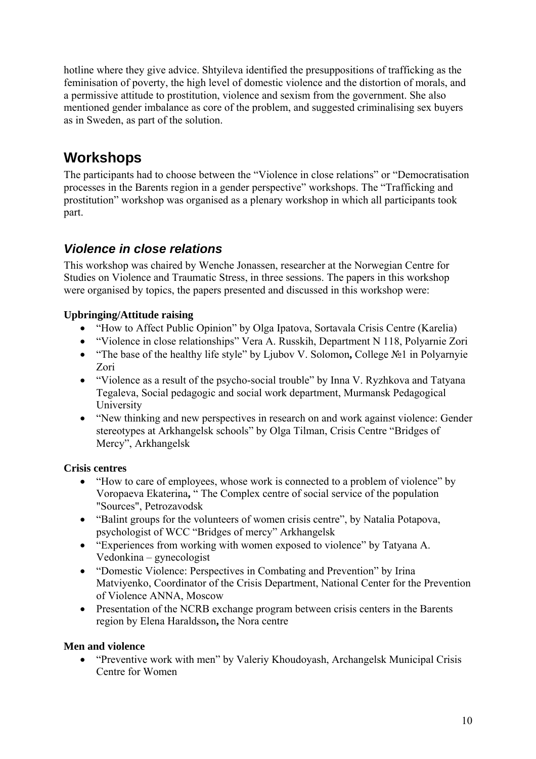hotline where they give advice. Shtyileva identified the presuppositions of trafficking as the feminisation of poverty, the high level of domestic violence and the distortion of morals, and a permissive attitude to prostitution, violence and sexism from the government. She also mentioned gender imbalance as core of the problem, and suggested criminalising sex buyers as in Sweden, as part of the solution.

# Workshops

The participants had to choose between the "Violence in close relations" or "Democratisation processes in the Barents region in a gender perspective" workshops. The "Trafficking and prostitution" workshop was organised as a plenary workshop in which all participants took part.

## *Violence in close relations*

This workshop was chaired by Wenche Jonassen, researcher at the Norwegian Centre for Studies on Violence and Traumatic Stress, in three sessions. The papers in this workshop were organised by topics, the papers presented and discussed in this workshop were:

**Upbringing/Attitude raising**

- "How to Affect Public Opinion" by Olga Ipatova, Sortavala Crisis Centre (Karelia)
- "Violence in close relationships" Vera A. Russkih, Department N 118, Polyarnie Zori
- "The base of the healthy life style" by Ljubov V. Solomon**,** College №1 in Polyarnyie Zori
- "Violence as a result of the psycho-social trouble" by Inna V. Ryzhkova and Tatyana Tegaleva, Social pedagogic and social work department, Murmansk Pedagogical University
- "New thinking and new perspectives in research on and work against violence: Gender stereotypes at Arkhangelsk schools" by Olga Tilman, Crisis Centre "Bridges of Mercy", Arkhangelsk

**Crisis centres**

- "How to care of employees, whose work is connected to a problem of violence" by Voropaeva Ekaterina**,** " The Complex centre of social service of the population "Sources", Petrozavodsk
- "Balint groups for the volunteers of women crisis centre", by Natalia Potapova, psychologist of WCC "Bridges of mercy" Arkhangelsk
- "Experiences from working with women exposed to violence" by Tatyana A. Vedonkina – gynecologist
- "Domestic Violence: Perspectives in Combating and Prevention" by Irina Matviyenko, Coordinator of the Crisis Department, National Center for the Prevention of Violence ANNA, Moscow
- Presentation of the NCRB exchange program between crisis centers in the Barents region by Elena Haraldsson**,** the Nora centre

**Men and violence**

- "Preventive work with men" by Valeriy Khoudoyash, Archangelsk Municipal Crisis Centre for Women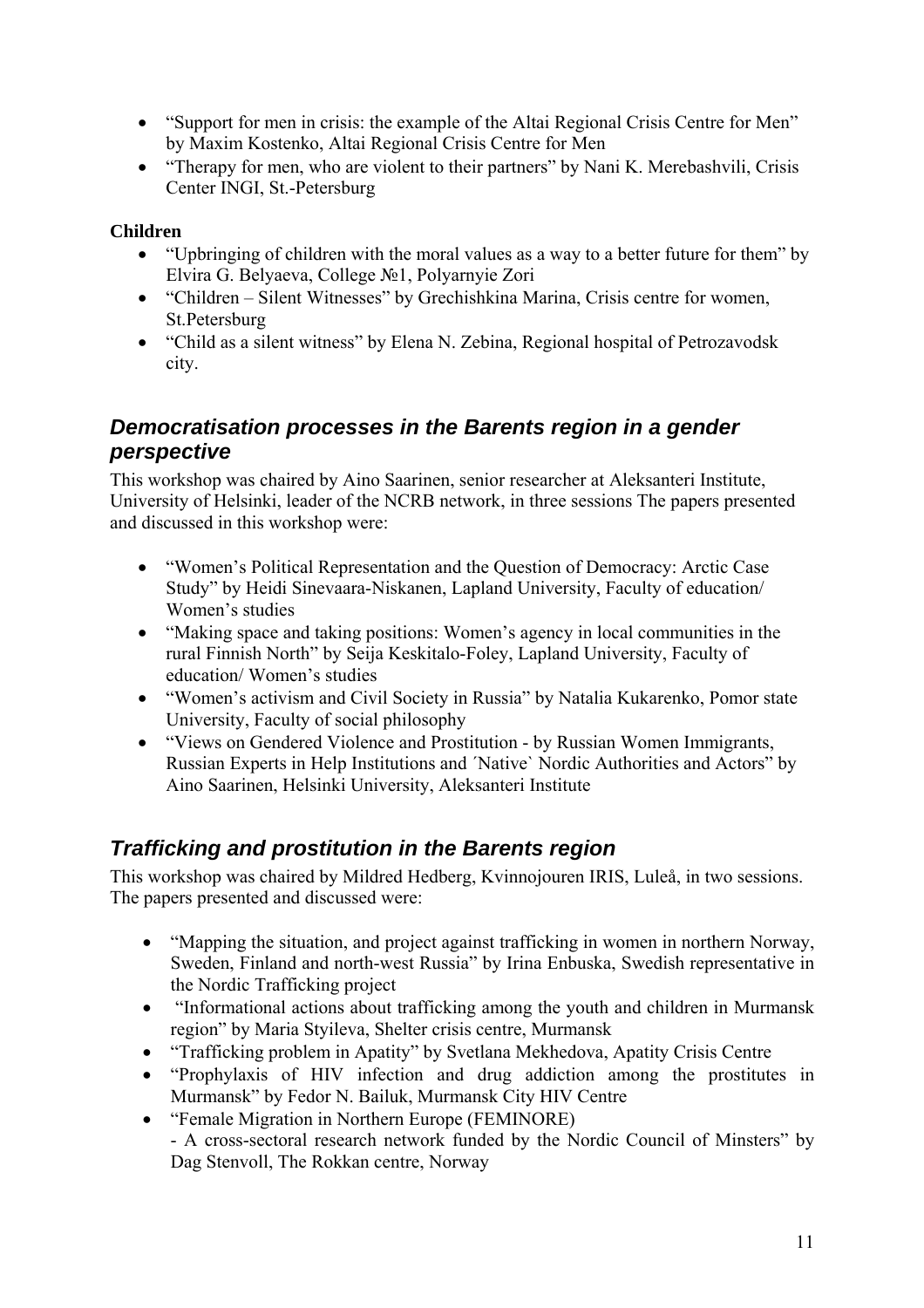- "Support for men in crisis: the example of the Altai Regional Crisis Centre for Men" by Maxim Kostenko, Altai Regional Crisis Centre for Men
- "Therapy for men, who are violent to their partners" by Nani K. Merebashvili, Crisis Center INGI, St.-Petersburg

**Children**

- "Upbringing of children with the moral values as a way to a better future for them" by Elvira G. Belyaeva, College №1, Polyarnyie Zori
- "Children – Silent Witnesses" by Grechishkina Marina, Crisis centre for women, St.Petersburg
- "Child as a silent witness" by Elena N. Zebina, Regional hospital of Petrozavodsk city.

## *Democratisation processes in the Barents region in a gender perspective*

This workshop was chaired by Aino Saarinen, senior researcher at Aleksanteri Institute, University of Helsinki, leader of the NCRB network, in three sessions The papers presented and discussed in this workshop were:

- "Women's Political Representation and the Question of Democracy: Arctic Case Study" by Heidi Sinevaara-Niskanen, Lapland University, Faculty of education/ Women's studies
- "Making space and taking positions: Women's agency in local communities in the rural Finnish North" by Seija Keskitalo-Foley, Lapland University, Faculty of education/ Women's studies
- "Women's activism and Civil Society in Russia" by Natalia Kukarenko, Pomor state University, Faculty of social philosophy
- "Views on Gendered Violence and Prostitution - by Russian Women Immigrants, Russian Experts in Help Institutions and ´Native` Nordic Authorities and Actors" by Aino Saarinen, Helsinki University, Aleksanteri Institute

## *Trafficking and prostitution in the Barents region*

This workshop was chaired by Mildred Hedberg, Kvinnojouren IRIS, Luleå, in two sessions. The papers presented and discussed were:

- "Mapping the situation, and project against trafficking in women in northern Norway, Sweden, Finland and north-west Russia" by Irina Enbuska, Swedish representative in the Nordic Trafficking project
- "Informational actions about trafficking among the youth and children in Murmansk region" by Maria Styileva, Shelter crisis centre, Murmansk
- "Trafficking problem in Apatity" by Svetlana Mekhedova, Apatity Crisis Centre
- "Prophylaxis of HIV infection and drug addiction among the prostitutes in Murmansk" by Fedor N. Bailuk, Murmansk City HIV Centre
- "Female Migration in Northern Europe (FEMINORE) - A cross-sectoral research network funded by the Nordic Council of Minsters" by Dag Stenvoll, The Rokkan centre, Norway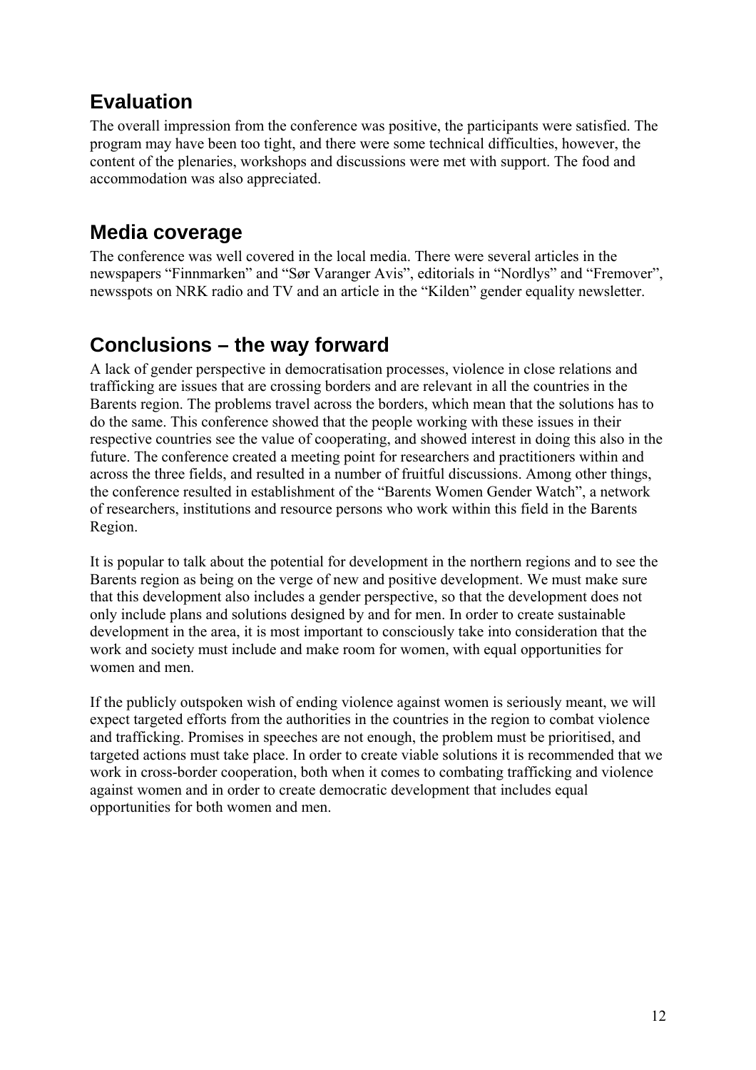## Evaluation

The overall impression from the conference was positive, the participants were satisfied. The program may have been too tight, and there were some technical difficulties, however, the content of the plenaries, workshops and discussions were met with support. The food and accommodation was also appreciated.

## Media coverage

The conference was well covered in the local media. There were several articles in the newspapers "Finnmarken" and "Sør Varanger Avis", editorials in "Nordlys" and "Fremover", newsspots on NRK radio and TV and an article in the "Kilden" gender equality newsletter.

## Conclusions – the way forward

A lack of gender perspective in democratisation processes, violence in close relations and trafficking are issues that are crossing borders and are relevant in all the countries in the Barents region. The problems travel across the borders, which mean that the solutions has to do the same. This conference showed that the people working with these issues in their respective countries see the value of cooperating, and showed interest in doing this also in the future. The conference created a meeting point for researchers and practitioners within and across the three fields, and resulted in a number of fruitful discussions. Among other things, the conference resulted in establishment of the "Barents Women Gender Watch", a network of researchers, institutions and resource persons who work within this field in the Barents Region.

It is popular to talk about the potential for development in the northern regions and to see the Barents region as being on the verge of new and positive development. We must make sure that this development also includes a gender perspective, so that the development does not only include plans and solutions designed by and for men. In order to create sustainable development in the area, it is most important to consciously take into consideration that the work and society must include and make room for women, with equal opportunities for women and men.

If the publicly outspoken wish of ending violence against women is seriously meant, we will expect targeted efforts from the authorities in the countries in the region to combat violence and trafficking. Promises in speeches are not enough, the problem must be prioritised, and targeted actions must take place. In order to create viable solutions it is recommended that we work in cross-border cooperation, both when it comes to combating trafficking and violence against women and in order to create democratic development that includes equal opportunities for both women and men.